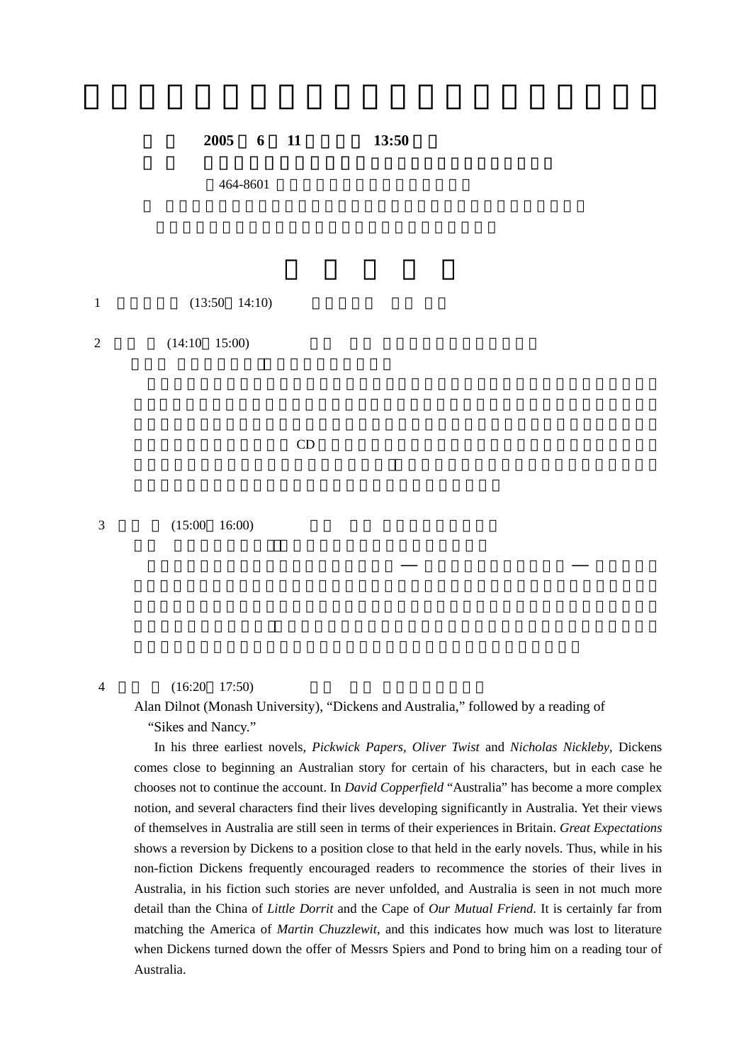2005 6 11 13:50

464-8601

1 (13:50 14:10)

2 (14:10 15:00)

CD

3 (15:00 16:00)

— —

4 (16:20 17:50)

Alan Dilnot (Monash University), "Dickens and Australia," followed by a reading of "Sikes and Nancy."

In his three earliest novels, *Pickwick Papers*, *Oliver Twist* and *Nicholas Nickleby*, Dickens comes close to beginning an Australian story for certain of his characters, but in each case he chooses not to continue the account. In *David Copperfield* "Australia" has become a more complex notion, and several characters find their lives developing significantly in Australia. Yet their views of themselves in Australia are still seen in terms of their experiences in Britain. *Great Expectations* shows a reversion by Dickens to a position close to that held in the early novels. Thus, while in his non-fiction Dickens frequently encouraged readers to recommence the stories of their lives in Australia, in his fiction such stories are never unfolded, and Australia is seen in not much more detail than the China of *Little Dorrit* and the Cape of *Our Mutual Friend*. It is certainly far from matching the America of *Martin Chuzzlewit*, and this indicates how much was lost to literature when Dickens turned down the offer of Messrs Spiers and Pond to bring him on a reading tour of Australia.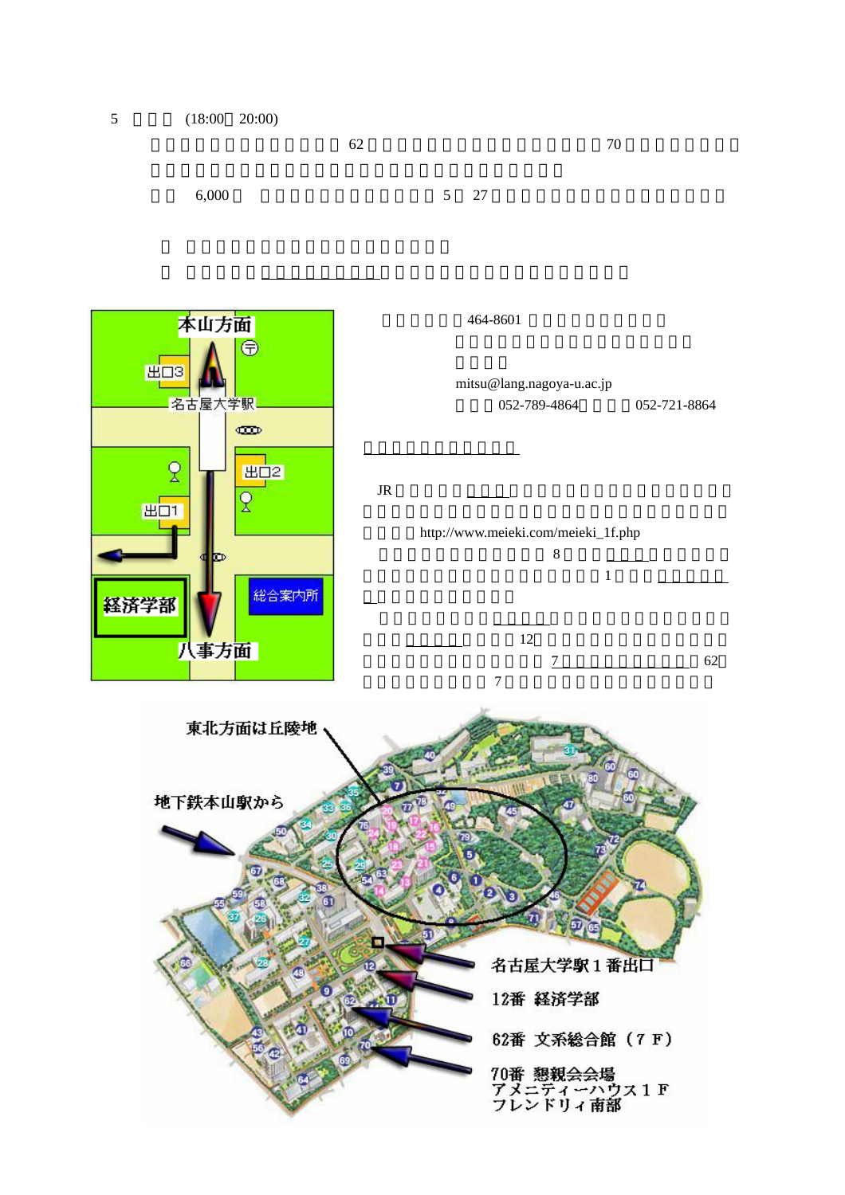5 (18:00 20:00)

62 70

6,000 5 27

464-8601

mitsu@lang.nagoya-u.ac.jp

052-789-4864 052-721-8864

本山方面

出口3

名古屋大学駅

出口2

出口1

経済学部

総合案内所

八事方面

JR

http://www.meieki.com/meieki_1f.php

8

1

12

7 62

7

東北方面は丘陵地

地下鉄本山駅から

名古屋大学駅１番出口

12番 経済学部

62番 文系総合館（７Ｆ）

70番 懇親会会場
アメニティーハウス１Ｆ
フレンドリィ南部